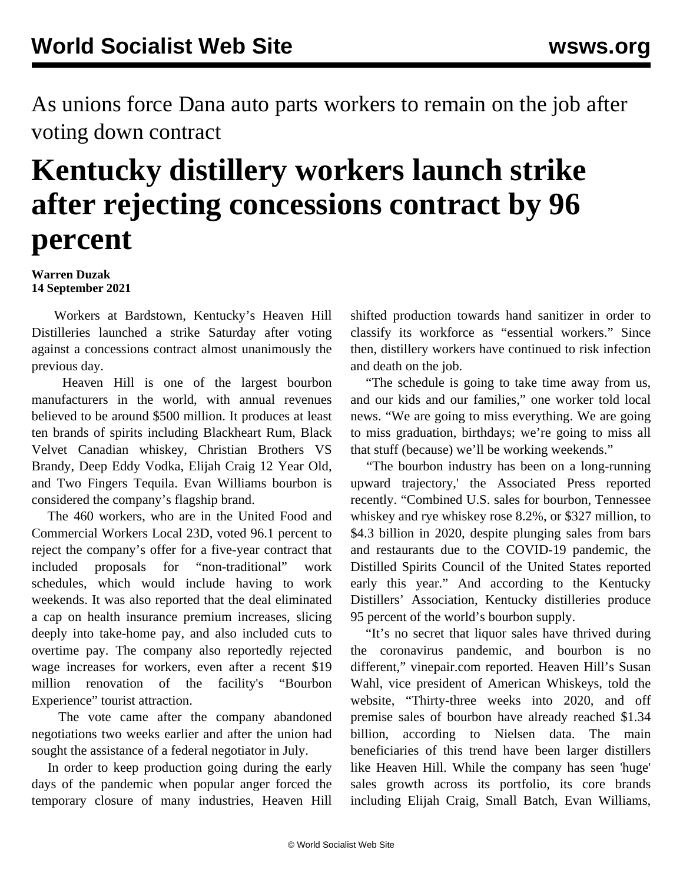As unions force Dana auto parts workers to remain on the job after voting down contract

# Kentucky distillery workers launch strike after rejecting concessions contract by 96 percent

**Warren Duzak**
**14 September 2021**

Workers at Bardstown, Kentucky's Heaven Hill Distilleries launched a strike Saturday after voting against a concessions contract almost unanimously the previous day.

Heaven Hill is one of the largest bourbon manufacturers in the world, with annual revenues believed to be around $500 million. It produces at least ten brands of spirits including Blackheart Rum, Black Velvet Canadian whiskey, Christian Brothers VS Brandy, Deep Eddy Vodka, Elijah Craig 12 Year Old, and Two Fingers Tequila. Evan Williams bourbon is considered the company's flagship brand.

The 460 workers, who are in the United Food and Commercial Workers Local 23D, voted 96.1 percent to reject the company's offer for a five-year contract that included proposals for "non-traditional" work schedules, which would include having to work weekends. It was also reported that the deal eliminated a cap on health insurance premium increases, slicing deeply into take-home pay, and also included cuts to overtime pay. The company also reportedly rejected wage increases for workers, even after a recent $19 million renovation of the facility's "Bourbon Experience" tourist attraction.

The vote came after the company abandoned negotiations two weeks earlier and after the union had sought the assistance of a federal negotiator in July.

In order to keep production going during the early days of the pandemic when popular anger forced the temporary closure of many industries, Heaven Hill shifted production towards hand sanitizer in order to classify its workforce as "essential workers." Since then, distillery workers have continued to risk infection and death on the job.

"The schedule is going to take time away from us, and our kids and our families," one worker told local news. "We are going to miss everything. We are going to miss graduation, birthdays; we're going to miss all that stuff (because) we'll be working weekends."

"The bourbon industry has been on a long-running upward trajectory,' the Associated Press reported recently. "Combined U.S. sales for bourbon, Tennessee whiskey and rye whiskey rose 8.2%, or $327 million, to $4.3 billion in 2020, despite plunging sales from bars and restaurants due to the COVID-19 pandemic, the Distilled Spirits Council of the United States reported early this year." And according to the Kentucky Distillers' Association, Kentucky distilleries produce 95 percent of the world's bourbon supply.

"It's no secret that liquor sales have thrived during the coronavirus pandemic, and bourbon is no different," vinepair.com reported. Heaven Hill's Susan Wahl, vice president of American Whiskeys, told the website, "Thirty-three weeks into 2020, and off premise sales of bourbon have already reached $1.34 billion, according to Nielsen data. The main beneficiaries of this trend have been larger distillers like Heaven Hill. While the company has seen 'huge' sales growth across its portfolio, its core brands including Elijah Craig, Small Batch, Evan Williams,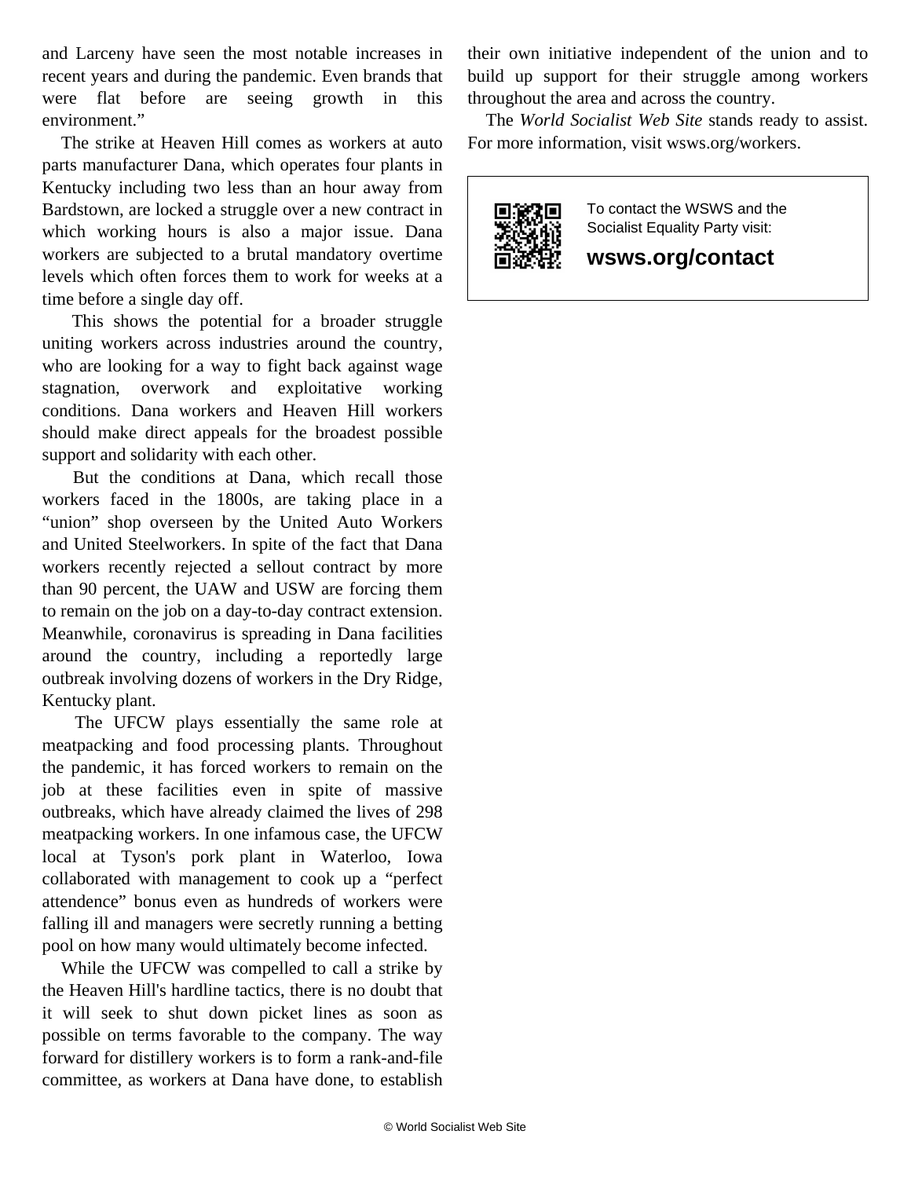and Larceny have seen the most notable increases in recent years and during the pandemic. Even brands that were flat before are seeing growth in this environment."

The strike at Heaven Hill comes as workers at auto parts manufacturer Dana, which operates four plants in Kentucky including two less than an hour away from Bardstown, are locked a struggle over a new contract in which working hours is also a major issue. Dana workers are subjected to a brutal mandatory overtime levels which often forces them to work for weeks at a time before a single day off.

This shows the potential for a broader struggle uniting workers across industries around the country, who are looking for a way to fight back against wage stagnation, overwork and exploitative working conditions. Dana workers and Heaven Hill workers should make direct appeals for the broadest possible support and solidarity with each other.

But the conditions at Dana, which recall those workers faced in the 1800s, are taking place in a "union" shop overseen by the United Auto Workers and United Steelworkers. In spite of the fact that Dana workers recently rejected a sellout contract by more than 90 percent, the UAW and USW are forcing them to remain on the job on a day-to-day contract extension. Meanwhile, coronavirus is spreading in Dana facilities around the country, including a reportedly large outbreak involving dozens of workers in the Dry Ridge, Kentucky plant.

The UFCW plays essentially the same role at meatpacking and food processing plants. Throughout the pandemic, it has forced workers to remain on the job at these facilities even in spite of massive outbreaks, which have already claimed the lives of 298 meatpacking workers. In one infamous case, the UFCW local at Tyson's pork plant in Waterloo, Iowa collaborated with management to cook up a "perfect attendence" bonus even as hundreds of workers were falling ill and managers were secretly running a betting pool on how many would ultimately become infected.

While the UFCW was compelled to call a strike by the Heaven Hill's hardline tactics, there is no doubt that it will seek to shut down picket lines as soon as possible on terms favorable to the company. The way forward for distillery workers is to form a rank-and-file committee, as workers at Dana have done, to establish their own initiative independent of the union and to build up support for their struggle among workers throughout the area and across the country.

The *World Socialist Web Site* stands ready to assist. For more information, visit wsws.org/workers.

To contact the WSWS and the Socialist Equality Party visit:

**wsws.org/contact**